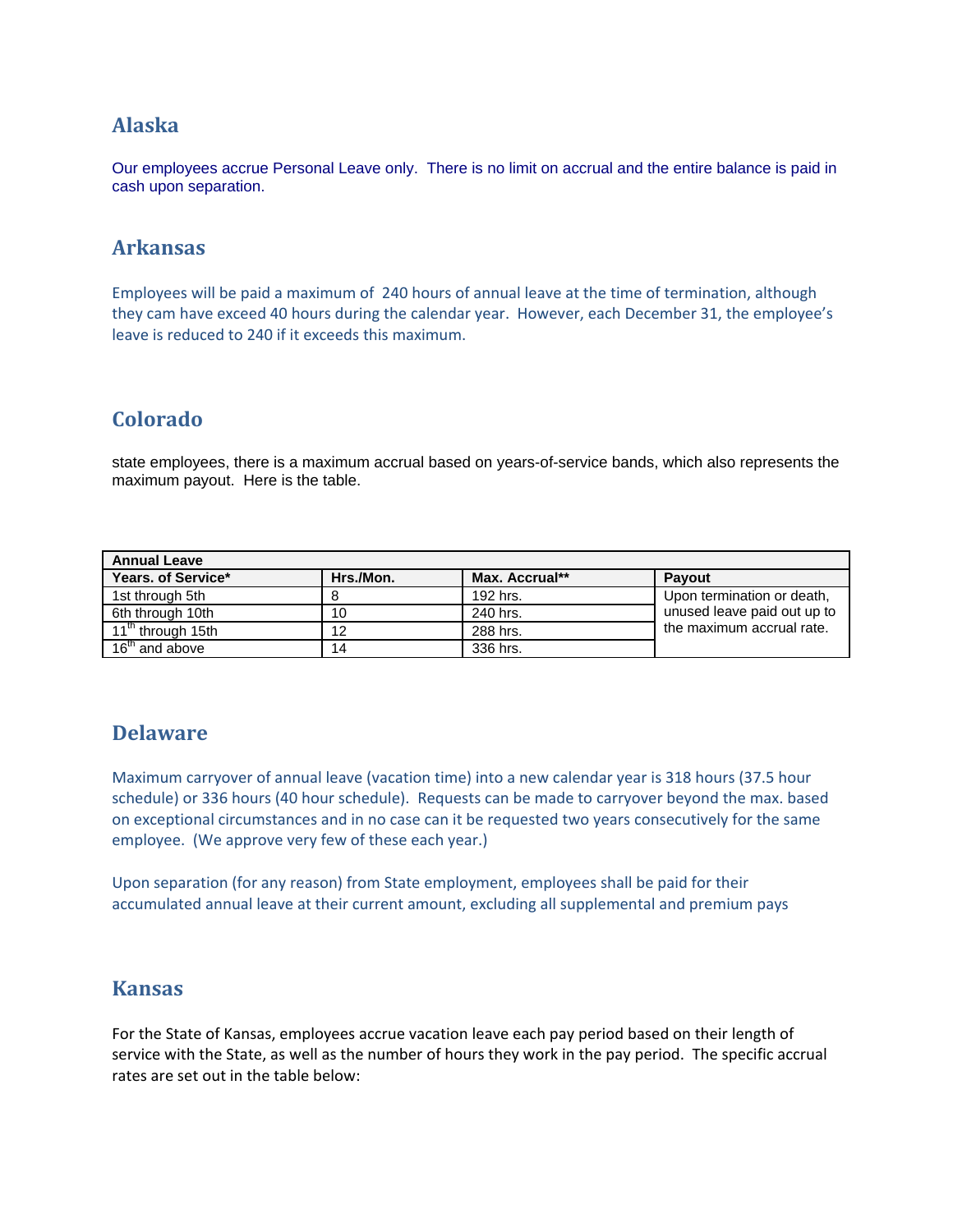## Alaska

Our employees accrue Personal Leave only. There is no limit on accrual and the entire balance is paid in cash upon separation.

## Arkansas

Employees will be paid a maximum of 240 hours of annual leave at the time of termination, although they cam have exceed 40 hours during the calendar year. However, each December 31, the employee's leave is reduced to 240 if it exceeds this maximum.

## Colorado

state employees, there is a maximum accrual based on years-of-service bands, which also represents the maximum payout. Here is the table.

| Annual Leave | | | |
|---|---|---|---|
| **Years. of Service*** | **Hrs./Mon.** | **Max. Accrual**** | **Payout** |
| 1st through 5th | 8 | 192 hrs. | Upon termination or death, unused leave paid out up to the maximum accrual rate. |
| 6th through 10th | 10 | 240 hrs. | |
| 11th through 15th | 12 | 288 hrs. | |
| 16th and above | 14 | 336 hrs. | |

## Delaware

Maximum carryover of annual leave (vacation time) into a new calendar year is 318 hours (37.5 hour schedule) or 336 hours (40 hour schedule). Requests can be made to carryover beyond the max. based on exceptional circumstances and in no case can it be requested two years consecutively for the same employee. (We approve very few of these each year.)

Upon separation (for any reason) from State employment, employees shall be paid for their accumulated annual leave at their current amount, excluding all supplemental and premium pays

## Kansas

For the State of Kansas, employees accrue vacation leave each pay period based on their length of service with the State, as well as the number of hours they work in the pay period. The specific accrual rates are set out in the table below: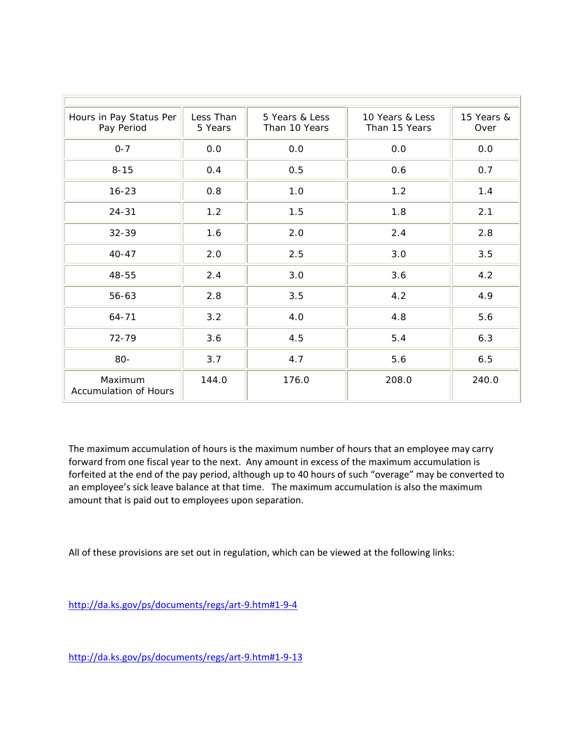| Hours in Pay Status Per Pay Period | Less Than 5 Years | 5 Years & Less Than 10 Years | 10 Years & Less Than 15 Years | 15 Years & Over |
|---|---|---|---|---|
| 0-7 | 0.0 | 0.0 | 0.0 | 0.0 |
| 8-15 | 0.4 | 0.5 | 0.6 | 0.7 |
| 16-23 | 0.8 | 1.0 | 1.2 | 1.4 |
| 24-31 | 1.2 | 1.5 | 1.8 | 2.1 |
| 32-39 | 1.6 | 2.0 | 2.4 | 2.8 |
| 40-47 | 2.0 | 2.5 | 3.0 | 3.5 |
| 48-55 | 2.4 | 3.0 | 3.6 | 4.2 |
| 56-63 | 2.8 | 3.5 | 4.2 | 4.9 |
| 64-71 | 3.2 | 4.0 | 4.8 | 5.6 |
| 72-79 | 3.6 | 4.5 | 5.4 | 6.3 |
| 80- | 3.7 | 4.7 | 5.6 | 6.5 |
| Maximum Accumulation of Hours | 144.0 | 176.0 | 208.0 | 240.0 |

The maximum accumulation of hours is the maximum number of hours that an employee may carry forward from one fiscal year to the next. Any amount in excess of the maximum accumulation is forfeited at the end of the pay period, although up to 40 hours of such "overage" may be converted to an employee's sick leave balance at that time. The maximum accumulation is also the maximum amount that is paid out to employees upon separation.

All of these provisions are set out in regulation, which can be viewed at the following links:

http://da.ks.gov/ps/documents/regs/art-9.htm#1-9-4

http://da.ks.gov/ps/documents/regs/art-9.htm#1-9-13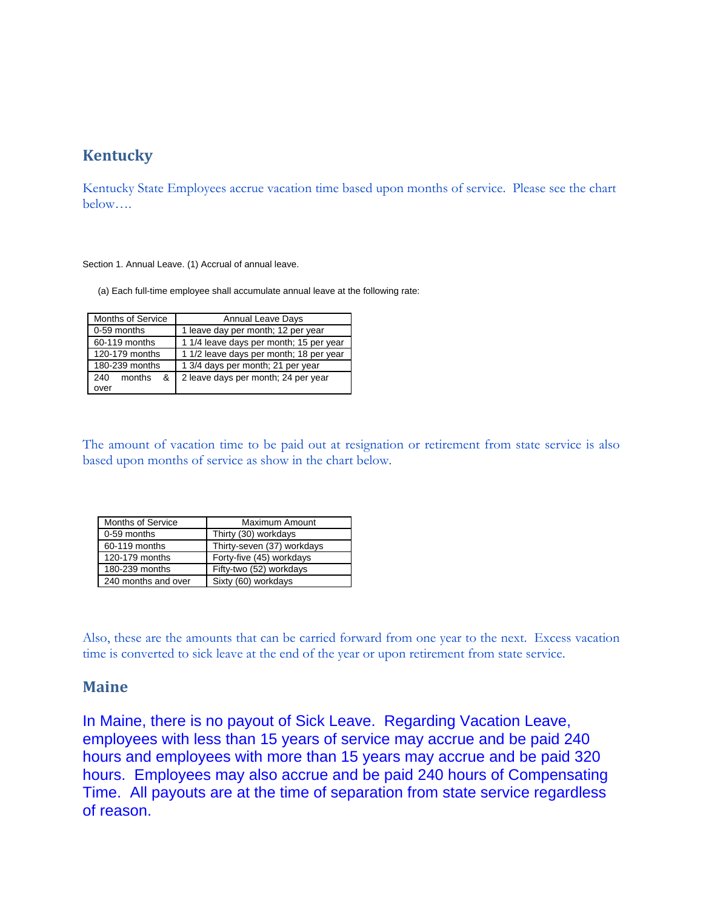## Kentucky

Kentucky State Employees accrue vacation time based upon months of service. Please see the chart below….

Section 1. Annual Leave. (1) Accrual of annual leave.

(a) Each full-time employee shall accumulate annual leave at the following rate:

| Months of Service | Annual Leave Days |
|---|---|
| 0-59 months | 1 leave day per month; 12 per year |
| 60-119 months | 1 1/4 leave days per month; 15 per year |
| 120-179 months | 1 1/2 leave days per month; 18 per year |
| 180-239 months | 1 3/4 days per month; 21 per year |
| 240 months & over | 2 leave days per month; 24 per year |

The amount of vacation time to be paid out at resignation or retirement from state service is also based upon months of service as show in the chart below.

| Months of Service | Maximum Amount |
|---|---|
| 0-59 months | Thirty (30) workdays |
| 60-119 months | Thirty-seven (37) workdays |
| 120-179 months | Forty-five (45) workdays |
| 180-239 months | Fifty-two (52) workdays |
| 240 months and over | Sixty (60) workdays |

Also, these are the amounts that can be carried forward from one year to the next. Excess vacation time is converted to sick leave at the end of the year or upon retirement from state service.

## Maine

In Maine, there is no payout of Sick Leave. Regarding Vacation Leave, employees with less than 15 years of service may accrue and be paid 240 hours and employees with more than 15 years may accrue and be paid 320 hours. Employees may also accrue and be paid 240 hours of Compensating Time. All payouts are at the time of separation from state service regardless of reason.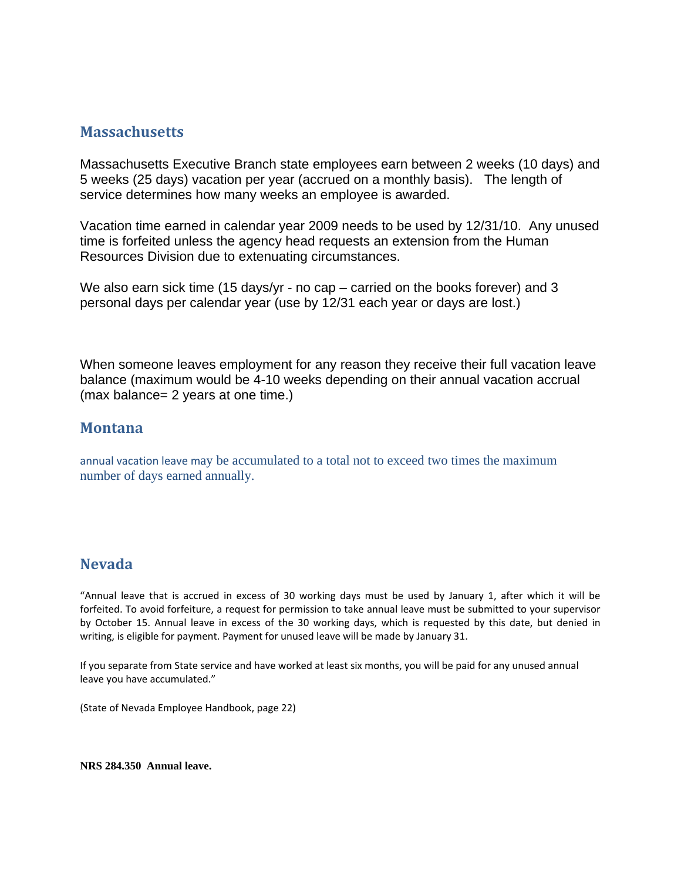## Massachusetts

Massachusetts Executive Branch state employees earn between 2 weeks (10 days) and 5 weeks (25 days) vacation per year (accrued on a monthly basis). The length of service determines how many weeks an employee is awarded.

Vacation time earned in calendar year 2009 needs to be used by 12/31/10. Any unused time is forfeited unless the agency head requests an extension from the Human Resources Division due to extenuating circumstances.

We also earn sick time (15 days/yr - no cap – carried on the books forever) and 3 personal days per calendar year (use by 12/31 each year or days are lost.)

When someone leaves employment for any reason they receive their full vacation leave balance (maximum would be 4-10 weeks depending on their annual vacation accrual (max balance= 2 years at one time.)

## Montana

annual vacation leave may be accumulated to a total not to exceed two times the maximum number of days earned annually.

## Nevada

"Annual leave that is accrued in excess of 30 working days must be used by January 1, after which it will be forfeited. To avoid forfeiture, a request for permission to take annual leave must be submitted to your supervisor by October 15. Annual leave in excess of the 30 working days, which is requested by this date, but denied in writing, is eligible for payment. Payment for unused leave will be made by January 31.

If you separate from State service and have worked at least six months, you will be paid for any unused annual leave you have accumulated."

(State of Nevada Employee Handbook, page 22)

**NRS 284.350 Annual leave.**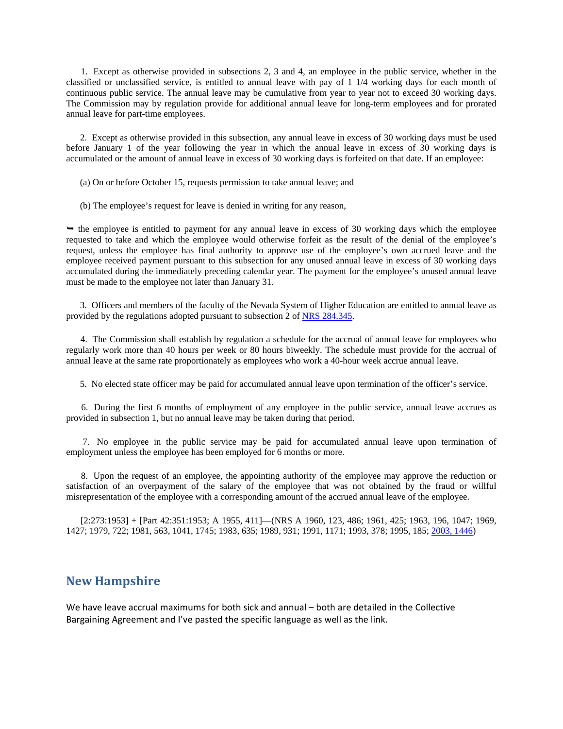1. Except as otherwise provided in subsections 2, 3 and 4, an employee in the public service, whether in the classified or unclassified service, is entitled to annual leave with pay of 1 1/4 working days for each month of continuous public service. The annual leave may be cumulative from year to year not to exceed 30 working days. The Commission may by regulation provide for additional annual leave for long-term employees and for prorated annual leave for part-time employees.

2. Except as otherwise provided in this subsection, any annual leave in excess of 30 working days must be used before January 1 of the year following the year in which the annual leave in excess of 30 working days is accumulated or the amount of annual leave in excess of 30 working days is forfeited on that date. If an employee:

(a) On or before October 15, requests permission to take annual leave; and

(b) The employee's request for leave is denied in writing for any reason,

➥ the employee is entitled to payment for any annual leave in excess of 30 working days which the employee requested to take and which the employee would otherwise forfeit as the result of the denial of the employee's request, unless the employee has final authority to approve use of the employee's own accrued leave and the employee received payment pursuant to this subsection for any unused annual leave in excess of 30 working days accumulated during the immediately preceding calendar year. The payment for the employee's unused annual leave must be made to the employee not later than January 31.

3. Officers and members of the faculty of the Nevada System of Higher Education are entitled to annual leave as provided by the regulations adopted pursuant to subsection 2 of NRS 284.345.

4. The Commission shall establish by regulation a schedule for the accrual of annual leave for employees who regularly work more than 40 hours per week or 80 hours biweekly. The schedule must provide for the accrual of annual leave at the same rate proportionately as employees who work a 40-hour week accrue annual leave.

5. No elected state officer may be paid for accumulated annual leave upon termination of the officer's service.

6. During the first 6 months of employment of any employee in the public service, annual leave accrues as provided in subsection 1, but no annual leave may be taken during that period.

7. No employee in the public service may be paid for accumulated annual leave upon termination of employment unless the employee has been employed for 6 months or more.

8. Upon the request of an employee, the appointing authority of the employee may approve the reduction or satisfaction of an overpayment of the salary of the employee that was not obtained by the fraud or willful misrepresentation of the employee with a corresponding amount of the accrued annual leave of the employee.

[2:273:1953] + [Part 42:351:1953; A 1955, 411]—(NRS A 1960, 123, 486; 1961, 425; 1963, 196, 1047; 1969, 1427; 1979, 722; 1981, 563, 1041, 1745; 1983, 635; 1989, 931; 1991, 1171; 1993, 378; 1995, 185; 2003, 1446)

## New Hampshire

We have leave accrual maximums for both sick and annual – both are detailed in the Collective Bargaining Agreement and I've pasted the specific language as well as the link.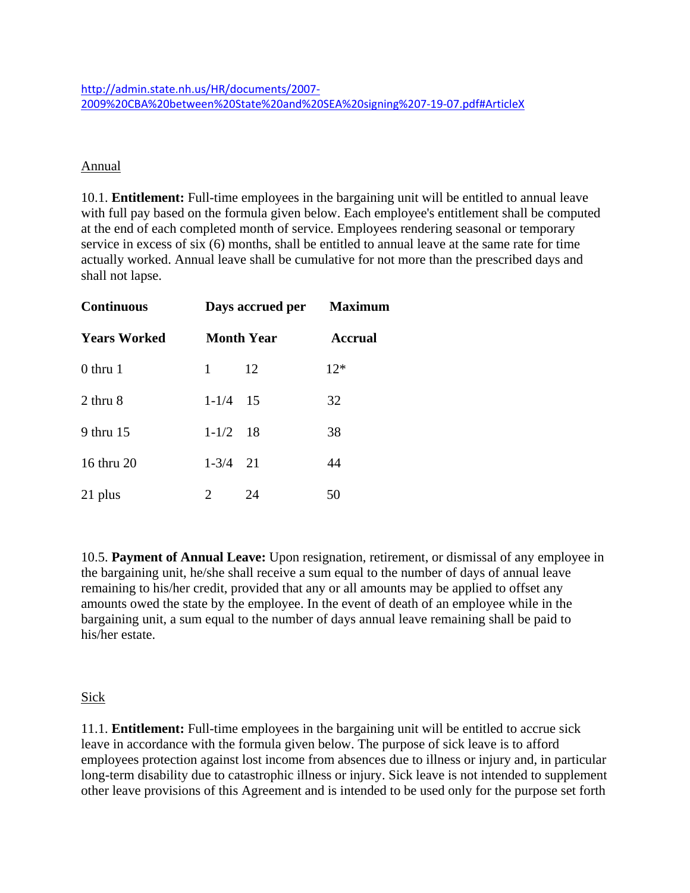http://admin.state.nh.us/HR/documents/2007-2009%20CBA%20between%20State%20and%20SEA%20signing%207-19-07.pdf#ArticleX

Annual

10.1. **Entitlement:** Full-time employees in the bargaining unit will be entitled to annual leave with full pay based on the formula given below. Each employee's entitlement shall be computed at the end of each completed month of service. Employees rendering seasonal or temporary service in excess of six (6) months, shall be entitled to annual leave at the same rate for time actually worked. Annual leave shall be cumulative for not more than the prescribed days and shall not lapse.

| **Continuous** | **Days accrued per** | | **Maximum** |
|---|---|---|---|
| **Years Worked** | **Month** | **Year** | **Accrual** |
| 0 thru 1 | 1 | 12 | 12* |
| 2 thru 8 | 1-1/4 | 15 | 32 |
| 9 thru 15 | 1-1/2 | 18 | 38 |
| 16 thru 20 | 1-3/4 | 21 | 44 |
| 21 plus | 2 | 24 | 50 |

10.5. **Payment of Annual Leave:** Upon resignation, retirement, or dismissal of any employee in the bargaining unit, he/she shall receive a sum equal to the number of days of annual leave remaining to his/her credit, provided that any or all amounts may be applied to offset any amounts owed the state by the employee. In the event of death of an employee while in the bargaining unit, a sum equal to the number of days annual leave remaining shall be paid to his/her estate.

Sick

11.1. **Entitlement:** Full-time employees in the bargaining unit will be entitled to accrue sick leave in accordance with the formula given below. The purpose of sick leave is to afford employees protection against lost income from absences due to illness or injury and, in particular long-term disability due to catastrophic illness or injury. Sick leave is not intended to supplement other leave provisions of this Agreement and is intended to be used only for the purpose set forth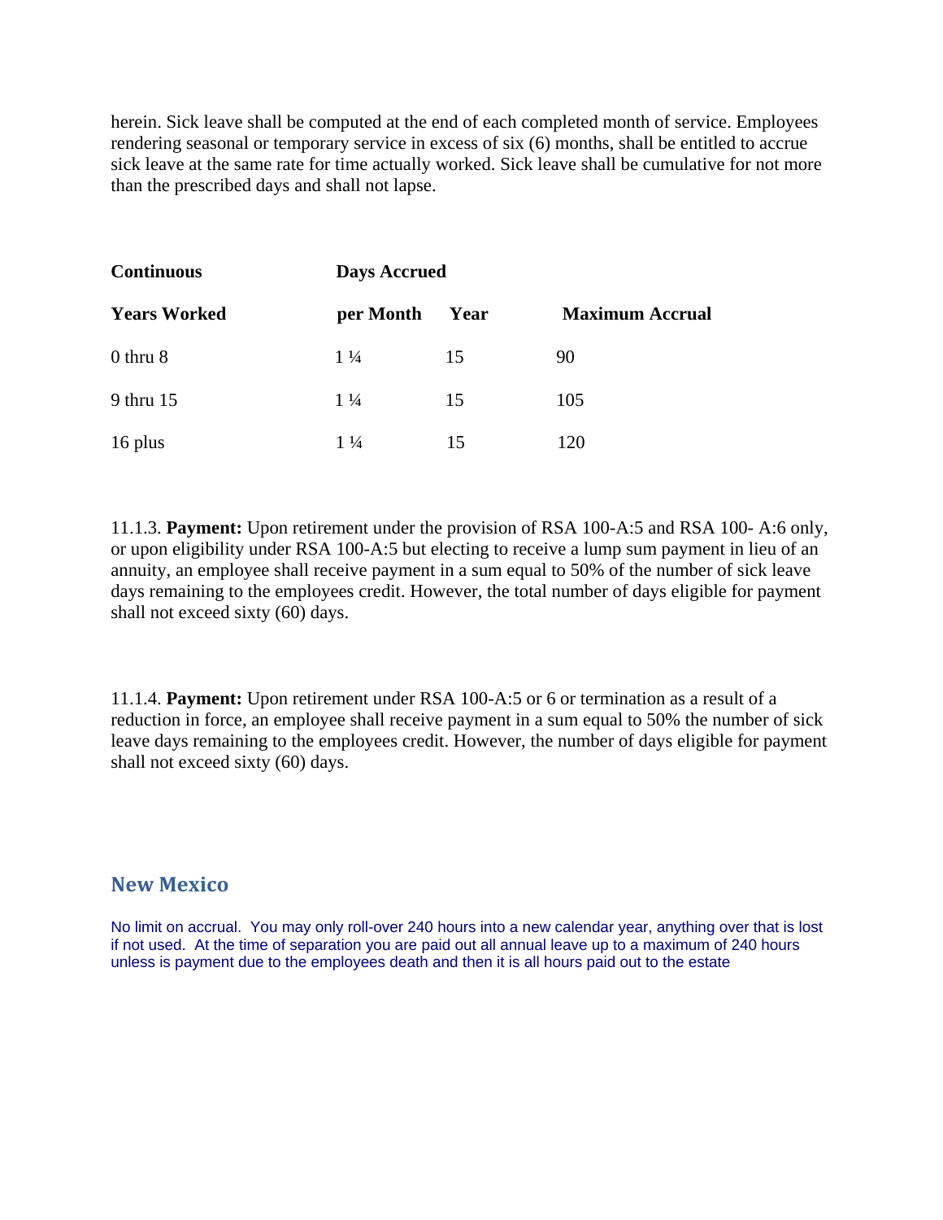herein. Sick leave shall be computed at the end of each completed month of service. Employees rendering seasonal or temporary service in excess of six (6) months, shall be entitled to accrue sick leave at the same rate for time actually worked. Sick leave shall be cumulative for not more than the prescribed days and shall not lapse.

| **Continuous** | **Days Accrued** | | |
|---|---|---|---|
| **Years Worked** | **per Month** | **Year** | **Maximum Accrual** |
| 0 thru 8 | 1 ¼ | 15 | 90 |
| 9 thru 15 | 1 ¼ | 15 | 105 |
| 16 plus | 1 ¼ | 15 | 120 |

11.1.3. **Payment:** Upon retirement under the provision of RSA 100-A:5 and RSA 100- A:6 only, or upon eligibility under RSA 100-A:5 but electing to receive a lump sum payment in lieu of an annuity, an employee shall receive payment in a sum equal to 50% of the number of sick leave days remaining to the employees credit. However, the total number of days eligible for payment shall not exceed sixty (60) days.

11.1.4. **Payment:** Upon retirement under RSA 100-A:5 or 6 or termination as a result of a reduction in force, an employee shall receive payment in a sum equal to 50% the number of sick leave days remaining to the employees credit. However, the number of days eligible for payment shall not exceed sixty (60) days.

## New Mexico

No limit on accrual. You may only roll-over 240 hours into a new calendar year, anything over that is lost if not used. At the time of separation you are paid out all annual leave up to a maximum of 240 hours unless is payment due to the employees death and then it is all hours paid out to the estate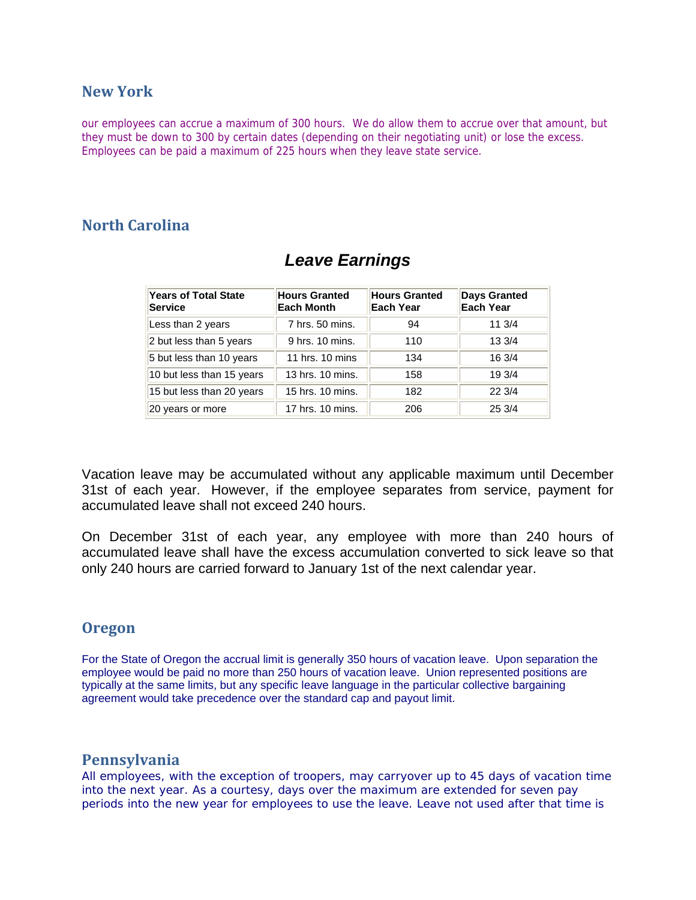## New York

our employees can accrue a maximum of 300 hours. We do allow them to accrue over that amount, but they must be down to 300 by certain dates (depending on their negotiating unit) or lose the excess. Employees can be paid a maximum of 225 hours when they leave state service.

## North Carolina

### *Leave Earnings*

| Years of Total State Service | Hours Granted Each Month | Hours Granted Each Year | Days Granted Each Year |
|---|---|---|---|
| Less than 2 years | 7 hrs. 50 mins. | 94 | 11 3/4 |
| 2 but less than 5 years | 9 hrs. 10 mins. | 110 | 13 3/4 |
| 5 but less than 10 years | 11 hrs. 10 mins | 134 | 16 3/4 |
| 10 but less than 15 years | 13 hrs. 10 mins. | 158 | 19 3/4 |
| 15 but less than 20 years | 15 hrs. 10 mins. | 182 | 22 3/4 |
| 20 years or more | 17 hrs. 10 mins. | 206 | 25 3/4 |

Vacation leave may be accumulated without any applicable maximum until December 31st of each year. However, if the employee separates from service, payment for accumulated leave shall not exceed 240 hours.

On December 31st of each year, any employee with more than 240 hours of accumulated leave shall have the excess accumulation converted to sick leave so that only 240 hours are carried forward to January 1st of the next calendar year.

## Oregon

For the State of Oregon the accrual limit is generally 350 hours of vacation leave. Upon separation the employee would be paid no more than 250 hours of vacation leave. Union represented positions are typically at the same limits, but any specific leave language in the particular collective bargaining agreement would take precedence over the standard cap and payout limit.

## Pennsylvania

All employees, with the exception of troopers, may carryover up to 45 days of vacation time into the next year. As a courtesy, days over the maximum are extended for seven pay periods into the new year for employees to use the leave. Leave not used after that time is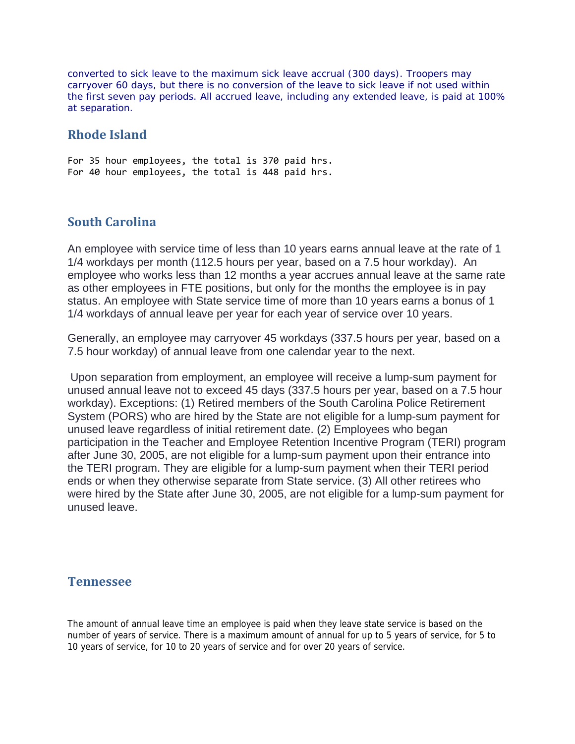converted to sick leave to the maximum sick leave accrual (300 days). Troopers may carryover 60 days, but there is no conversion of the leave to sick leave if not used within the first seven pay periods. All accrued leave, including any extended leave, is paid at 100% at separation.

## Rhode Island

```
For 35 hour employees, the total is 370 paid hrs.
For 40 hour employees, the total is 448 paid hrs.
```

## South Carolina

An employee with service time of less than 10 years earns annual leave at the rate of 1 1/4 workdays per month (112.5 hours per year, based on a 7.5 hour workday). An employee who works less than 12 months a year accrues annual leave at the same rate as other employees in FTE positions, but only for the months the employee is in pay status. An employee with State service time of more than 10 years earns a bonus of 1 1/4 workdays of annual leave per year for each year of service over 10 years.

Generally, an employee may carryover 45 workdays (337.5 hours per year, based on a 7.5 hour workday) of annual leave from one calendar year to the next.

Upon separation from employment, an employee will receive a lump-sum payment for unused annual leave not to exceed 45 days (337.5 hours per year, based on a 7.5 hour workday). Exceptions: (1) Retired members of the South Carolina Police Retirement System (PORS) who are hired by the State are not eligible for a lump-sum payment for unused leave regardless of initial retirement date. (2) Employees who began participation in the Teacher and Employee Retention Incentive Program (TERI) program after June 30, 2005, are not eligible for a lump-sum payment upon their entrance into the TERI program. They are eligible for a lump-sum payment when their TERI period ends or when they otherwise separate from State service. (3) All other retirees who were hired by the State after June 30, 2005, are not eligible for a lump-sum payment for unused leave.

## Tennessee

The amount of annual leave time an employee is paid when they leave state service is based on the number of years of service. There is a maximum amount of annual for up to 5 years of service, for 5 to 10 years of service, for 10 to 20 years of service and for over 20 years of service.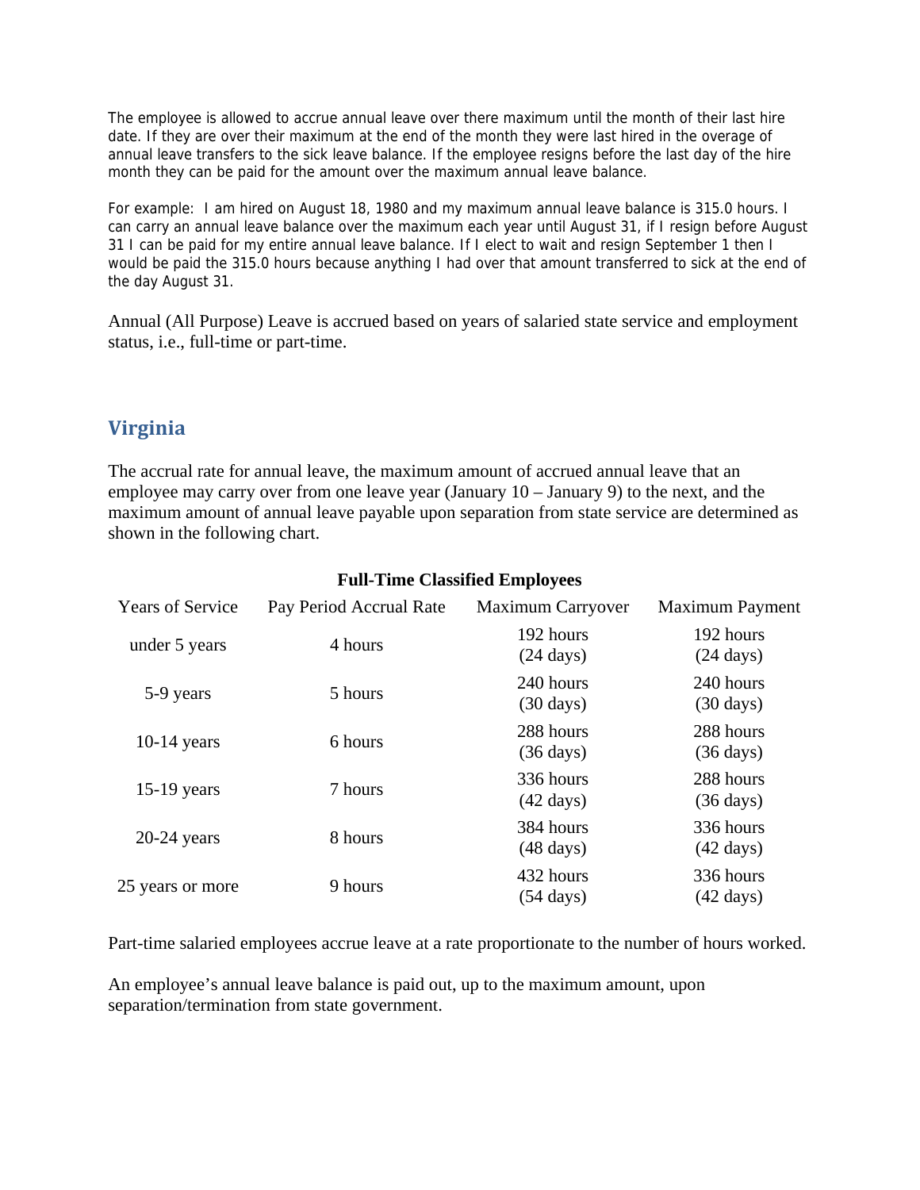The employee is allowed to accrue annual leave over there maximum until the month of their last hire date. If they are over their maximum at the end of the month they were last hired in the overage of annual leave transfers to the sick leave balance. If the employee resigns before the last day of the hire month they can be paid for the amount over the maximum annual leave balance.

For example: I am hired on August 18, 1980 and my maximum annual leave balance is 315.0 hours. I can carry an annual leave balance over the maximum each year until August 31, if I resign before August 31 I can be paid for my entire annual leave balance. If I elect to wait and resign September 1 then I would be paid the 315.0 hours because anything I had over that amount transferred to sick at the end of the day August 31.

Annual (All Purpose) Leave is accrued based on years of salaried state service and employment status, i.e., full-time or part-time.

## Virginia

The accrual rate for annual leave, the maximum amount of accrued annual leave that an employee may carry over from one leave year (January 10 – January 9) to the next, and the maximum amount of annual leave payable upon separation from state service are determined as shown in the following chart.

**Full-Time Classified Employees**

| Years of Service | Pay Period Accrual Rate | Maximum Carryover | Maximum Payment |
|---|---|---|---|
| under 5 years | 4 hours | 192 hours (24 days) | 192 hours (24 days) |
| 5-9 years | 5 hours | 240 hours (30 days) | 240 hours (30 days) |
| 10-14 years | 6 hours | 288 hours (36 days) | 288 hours (36 days) |
| 15-19 years | 7 hours | 336 hours (42 days) | 288 hours (36 days) |
| 20-24 years | 8 hours | 384 hours (48 days) | 336 hours (42 days) |
| 25 years or more | 9 hours | 432 hours (54 days) | 336 hours (42 days) |

Part-time salaried employees accrue leave at a rate proportionate to the number of hours worked.

An employee's annual leave balance is paid out, up to the maximum amount, upon separation/termination from state government.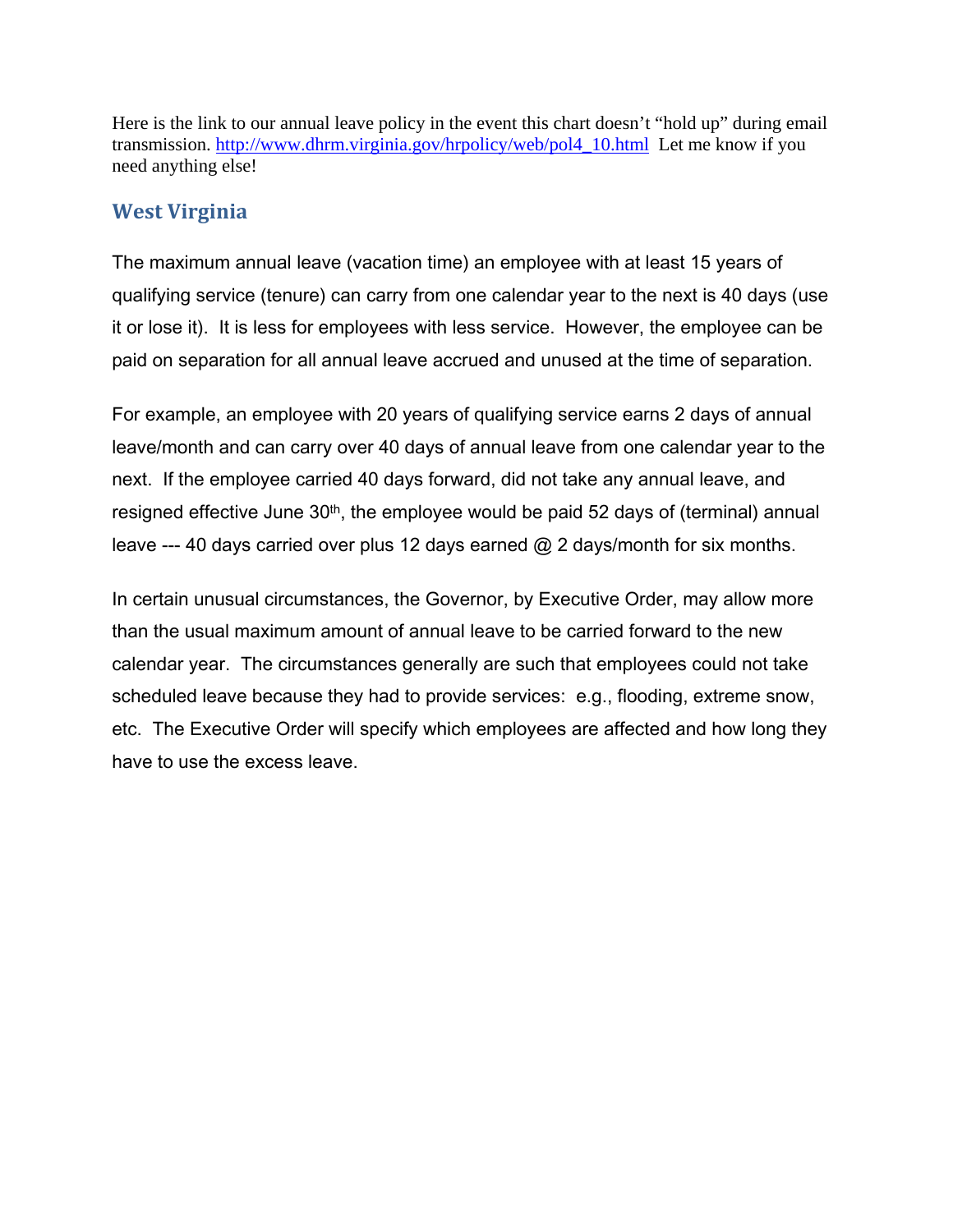Here is the link to our annual leave policy in the event this chart doesn't "hold up" during email transmission. http://www.dhrm.virginia.gov/hrpolicy/web/pol4_10.html Let me know if you need anything else!

## West Virginia

The maximum annual leave (vacation time) an employee with at least 15 years of qualifying service (tenure) can carry from one calendar year to the next is 40 days (use it or lose it). It is less for employees with less service. However, the employee can be paid on separation for all annual leave accrued and unused at the time of separation.

For example, an employee with 20 years of qualifying service earns 2 days of annual leave/month and can carry over 40 days of annual leave from one calendar year to the next. If the employee carried 40 days forward, did not take any annual leave, and resigned effective June 30th, the employee would be paid 52 days of (terminal) annual leave --- 40 days carried over plus 12 days earned @ 2 days/month for six months.

In certain unusual circumstances, the Governor, by Executive Order, may allow more than the usual maximum amount of annual leave to be carried forward to the new calendar year. The circumstances generally are such that employees could not take scheduled leave because they had to provide services: e.g., flooding, extreme snow, etc. The Executive Order will specify which employees are affected and how long they have to use the excess leave.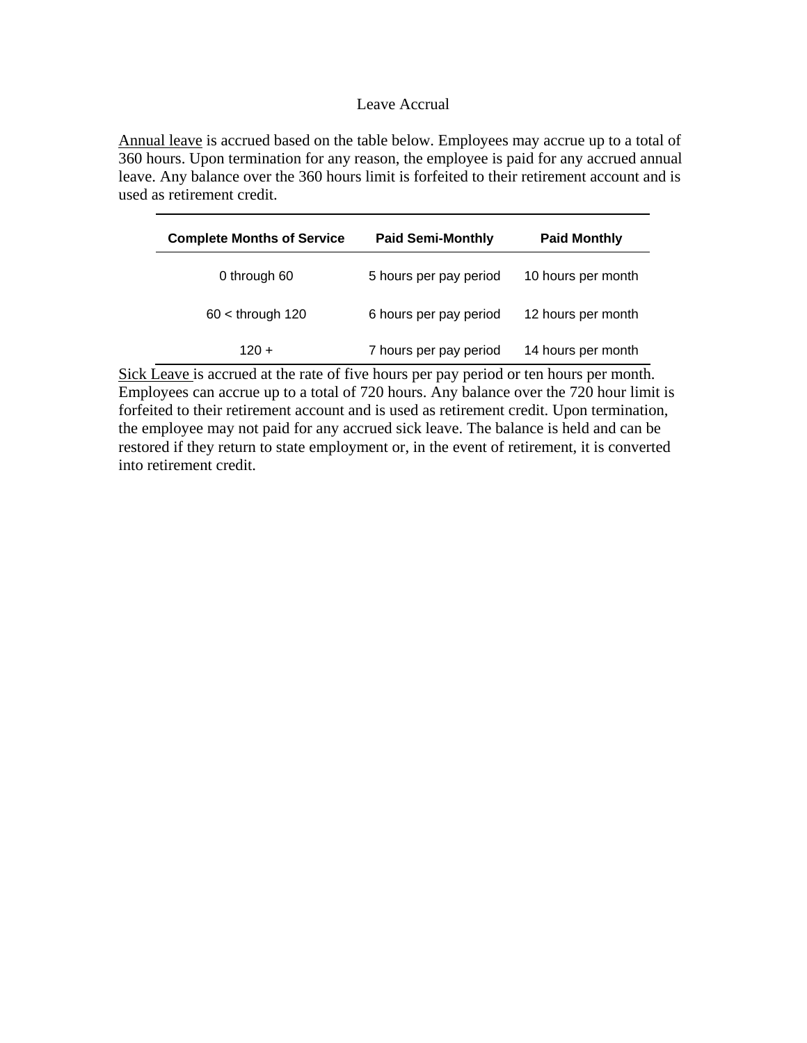# Leave Accrual

<u>Annual leave</u> is accrued based on the table below. Employees may accrue up to a total of 360 hours. Upon termination for any reason, the employee is paid for any accrued annual leave. Any balance over the 360 hours limit is forfeited to their retirement account and is used as retirement credit.

| Complete Months of Service | Paid Semi-Monthly | Paid Monthly |
|---|---|---|
| 0 through 60 | 5 hours per pay period | 10 hours per month |
| 60 < through 120 | 6 hours per pay period | 12 hours per month |
| 120 + | 7 hours per pay period | 14 hours per month |

<u>Sick Leave</u> is accrued at the rate of five hours per pay period or ten hours per month. Employees can accrue up to a total of 720 hours. Any balance over the 720 hour limit is forfeited to their retirement account and is used as retirement credit. Upon termination, the employee may not paid for any accrued sick leave. The balance is held and can be restored if they return to state employment or, in the event of retirement, it is converted into retirement credit.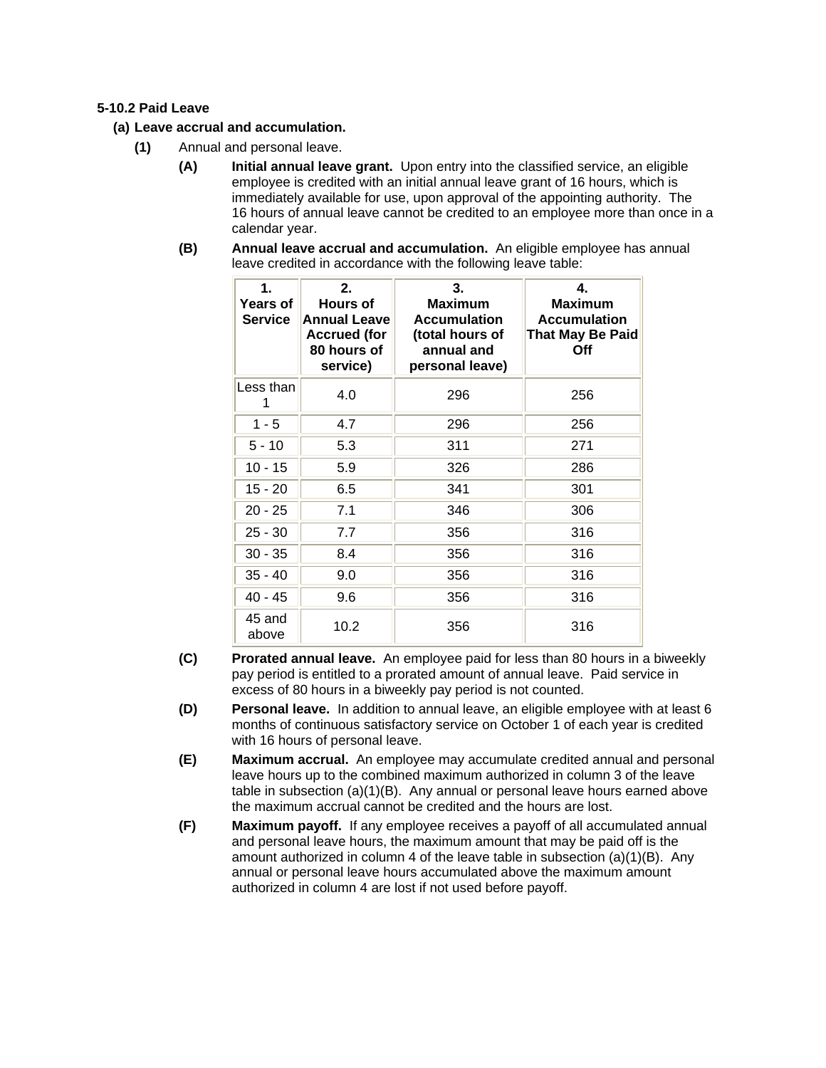**5-10.2 Paid Leave**

**(a) Leave accrual and accumulation.**

**(1)** Annual and personal leave.

**(A)** **Initial annual leave grant.** Upon entry into the classified service, an eligible employee is credited with an initial annual leave grant of 16 hours, which is immediately available for use, upon approval of the appointing authority. The 16 hours of annual leave cannot be credited to an employee more than once in a calendar year.

**(B)** **Annual leave accrual and accumulation.** An eligible employee has annual leave credited in accordance with the following leave table:

| **1. Years of Service** | **2. Hours of Annual Leave Accrued (for 80 hours of service)** | **3. Maximum Accumulation (total hours of annual and personal leave)** | **4. Maximum Accumulation That May Be Paid Off** |
|---|---|---|---|
| Less than 1 | 4.0 | 296 | 256 |
| 1 - 5 | 4.7 | 296 | 256 |
| 5 - 10 | 5.3 | 311 | 271 |
| 10 - 15 | 5.9 | 326 | 286 |
| 15 - 20 | 6.5 | 341 | 301 |
| 20 - 25 | 7.1 | 346 | 306 |
| 25 - 30 | 7.7 | 356 | 316 |
| 30 - 35 | 8.4 | 356 | 316 |
| 35 - 40 | 9.0 | 356 | 316 |
| 40 - 45 | 9.6 | 356 | 316 |
| 45 and above | 10.2 | 356 | 316 |

**(C)** **Prorated annual leave.** An employee paid for less than 80 hours in a biweekly pay period is entitled to a prorated amount of annual leave. Paid service in excess of 80 hours in a biweekly pay period is not counted.

**(D)** **Personal leave.** In addition to annual leave, an eligible employee with at least 6 months of continuous satisfactory service on October 1 of each year is credited with 16 hours of personal leave.

**(E)** **Maximum accrual.** An employee may accumulate credited annual and personal leave hours up to the combined maximum authorized in column 3 of the leave table in subsection (a)(1)(B). Any annual or personal leave hours earned above the maximum accrual cannot be credited and the hours are lost.

**(F)** **Maximum payoff.** If any employee receives a payoff of all accumulated annual and personal leave hours, the maximum amount that may be paid off is the amount authorized in column 4 of the leave table in subsection (a)(1)(B). Any annual or personal leave hours accumulated above the maximum amount authorized in column 4 are lost if not used before payoff.